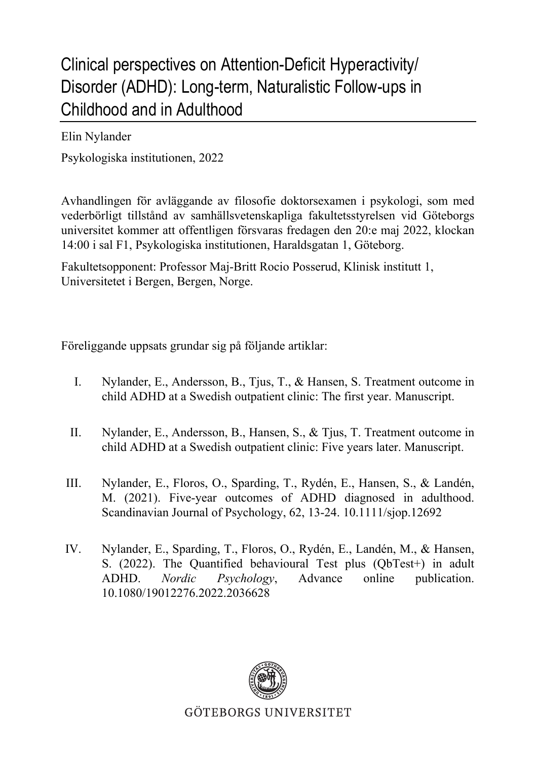# Clinical perspectives on Attention-Deficit Hyperactivity/ Disorder (ADHD): Long-term, Naturalistic Follow-ups in Childhood and in Adulthood

Elin Nylander

Psykologiska institutionen, 2022

Avhandlingen för avläggande av filosofie doktorsexamen i psykologi, som med vederbörligt tillstånd av samhällsvetenskapliga fakultetsstyrelsen vid Göteborgs universitet kommer att offentligen försvaras fredagen den 20:e maj 2022, klockan 14:00 i sal F1, Psykologiska institutionen, Haraldsgatan 1, Göteborg.

Fakultetsopponent: Professor Maj-Britt Rocio Posserud, Klinisk institutt 1, Universitetet i Bergen, Bergen, Norge.

Föreliggande uppsats grundar sig på följande artiklar:

I. Nylander, E., Andersson, B., Tjus, T., & Hansen, S. Treatment outcome in child ADHD at a Swedish outpatient clinic: The first year. Manuscript.

II. Nylander, E., Andersson, B., Hansen, S., & Tjus, T. Treatment outcome in child ADHD at a Swedish outpatient clinic: Five years later. Manuscript.

III. Nylander, E., Floros, O., Sparding, T., Rydén, E., Hansen, S., & Landén, M. (2021). Five-year outcomes of ADHD diagnosed in adulthood. Scandinavian Journal of Psychology, 62, 13-24. 10.1111/sjop.12692

IV. Nylander, E., Sparding, T., Floros, O., Rydén, E., Landén, M., & Hansen, S. (2022). The Quantified behavioural Test plus (QbTest+) in adult ADHD. *Nordic Psychology*, Advance online publication. 10.1080/19012276.2022.2036628

GÖTEBORGS UNIVERSITET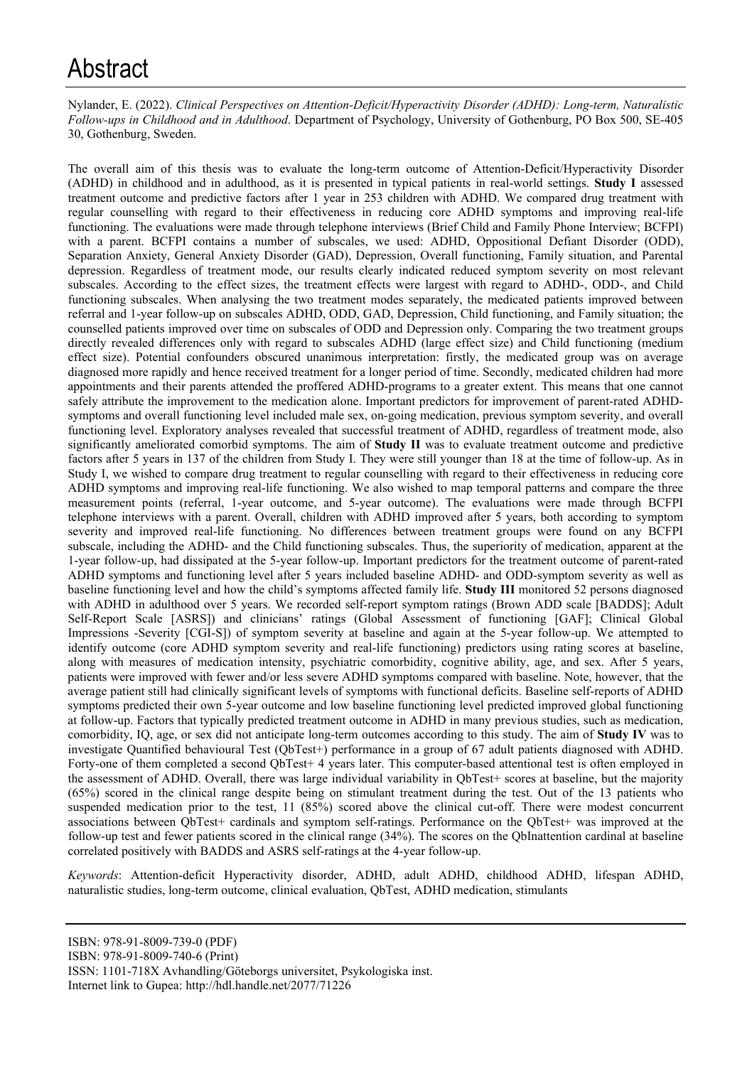# Abstract

Nylander, E. (2022). *Clinical Perspectives on Attention-Deficit/Hyperactivity Disorder (ADHD): Long-term, Naturalistic Follow-ups in Childhood and in Adulthood*. Department of Psychology, University of Gothenburg, PO Box 500, SE-405 30, Gothenburg, Sweden.

The overall aim of this thesis was to evaluate the long-term outcome of Attention-Deficit/Hyperactivity Disorder (ADHD) in childhood and in adulthood, as it is presented in typical patients in real-world settings. **Study I** assessed treatment outcome and predictive factors after 1 year in 253 children with ADHD. We compared drug treatment with regular counselling with regard to their effectiveness in reducing core ADHD symptoms and improving real-life functioning. The evaluations were made through telephone interviews (Brief Child and Family Phone Interview; BCFPI) with a parent. BCFPI contains a number of subscales, we used: ADHD, Oppositional Defiant Disorder (ODD), Separation Anxiety, General Anxiety Disorder (GAD), Depression, Overall functioning, Family situation, and Parental depression. Regardless of treatment mode, our results clearly indicated reduced symptom severity on most relevant subscales. According to the effect sizes, the treatment effects were largest with regard to ADHD-, ODD-, and Child functioning subscales. When analysing the two treatment modes separately, the medicated patients improved between referral and 1-year follow-up on subscales ADHD, ODD, GAD, Depression, Child functioning, and Family situation; the counselled patients improved over time on subscales of ODD and Depression only. Comparing the two treatment groups directly revealed differences only with regard to subscales ADHD (large effect size) and Child functioning (medium effect size). Potential confounders obscured unanimous interpretation: firstly, the medicated group was on average diagnosed more rapidly and hence received treatment for a longer period of time. Secondly, medicated children had more appointments and their parents attended the proffered ADHD-programs to a greater extent. This means that one cannot safely attribute the improvement to the medication alone. Important predictors for improvement of parent-rated ADHD-symptoms and overall functioning level included male sex, on-going medication, previous symptom severity, and overall functioning level. Exploratory analyses revealed that successful treatment of ADHD, regardless of treatment mode, also significantly ameliorated comorbid symptoms. The aim of **Study II** was to evaluate treatment outcome and predictive factors after 5 years in 137 of the children from Study I. They were still younger than 18 at the time of follow-up. As in Study I, we wished to compare drug treatment to regular counselling with regard to their effectiveness in reducing core ADHD symptoms and improving real-life functioning. We also wished to map temporal patterns and compare the three measurement points (referral, 1-year outcome, and 5-year outcome). The evaluations were made through BCFPI telephone interviews with a parent. Overall, children with ADHD improved after 5 years, both according to symptom severity and improved real-life functioning. No differences between treatment groups were found on any BCFPI subscale, including the ADHD- and the Child functioning subscales. Thus, the superiority of medication, apparent at the 1-year follow-up, had dissipated at the 5-year follow-up. Important predictors for the treatment outcome of parent-rated ADHD symptoms and functioning level after 5 years included baseline ADHD- and ODD-symptom severity as well as baseline functioning level and how the child's symptoms affected family life. **Study III** monitored 52 persons diagnosed with ADHD in adulthood over 5 years. We recorded self-report symptom ratings (Brown ADD scale [BADDS]; Adult Self-Report Scale [ASRS]) and clinicians' ratings (Global Assessment of functioning [GAF]; Clinical Global Impressions -Severity [CGI-S]) of symptom severity at baseline and again at the 5-year follow-up. We attempted to identify outcome (core ADHD symptom severity and real-life functioning) predictors using rating scores at baseline, along with measures of medication intensity, psychiatric comorbidity, cognitive ability, age, and sex. After 5 years, patients were improved with fewer and/or less severe ADHD symptoms compared with baseline. Note, however, that the average patient still had clinically significant levels of symptoms with functional deficits. Baseline self-reports of ADHD symptoms predicted their own 5-year outcome and low baseline functioning level predicted improved global functioning at follow-up. Factors that typically predicted treatment outcome in ADHD in many previous studies, such as medication, comorbidity, IQ, age, or sex did not anticipate long-term outcomes according to this study. The aim of **Study IV** was to investigate Quantified behavioural Test (QbTest+) performance in a group of 67 adult patients diagnosed with ADHD. Forty-one of them completed a second QbTest+ 4 years later. This computer-based attentional test is often employed in the assessment of ADHD. Overall, there was large individual variability in QbTest+ scores at baseline, but the majority (65%) scored in the clinical range despite being on stimulant treatment during the test. Out of the 13 patients who suspended medication prior to the test, 11 (85%) scored above the clinical cut-off. There were modest concurrent associations between QbTest+ cardinals and symptom self-ratings. Performance on the QbTest+ was improved at the follow-up test and fewer patients scored in the clinical range (34%). The scores on the QbInattention cardinal at baseline correlated positively with BADDS and ASRS self-ratings at the 4-year follow-up.

*Keywords*: Attention-deficit Hyperactivity disorder, ADHD, adult ADHD, childhood ADHD, lifespan ADHD, naturalistic studies, long-term outcome, clinical evaluation, QbTest, ADHD medication, stimulants

ISBN: 978-91-8009-739-0 (PDF)
ISBN: 978-91-8009-740-6 (Print)
ISSN: 1101-718X Avhandling/Göteborgs universitet, Psykologiska inst.
Internet link to Gupea: http://hdl.handle.net/2077/71226